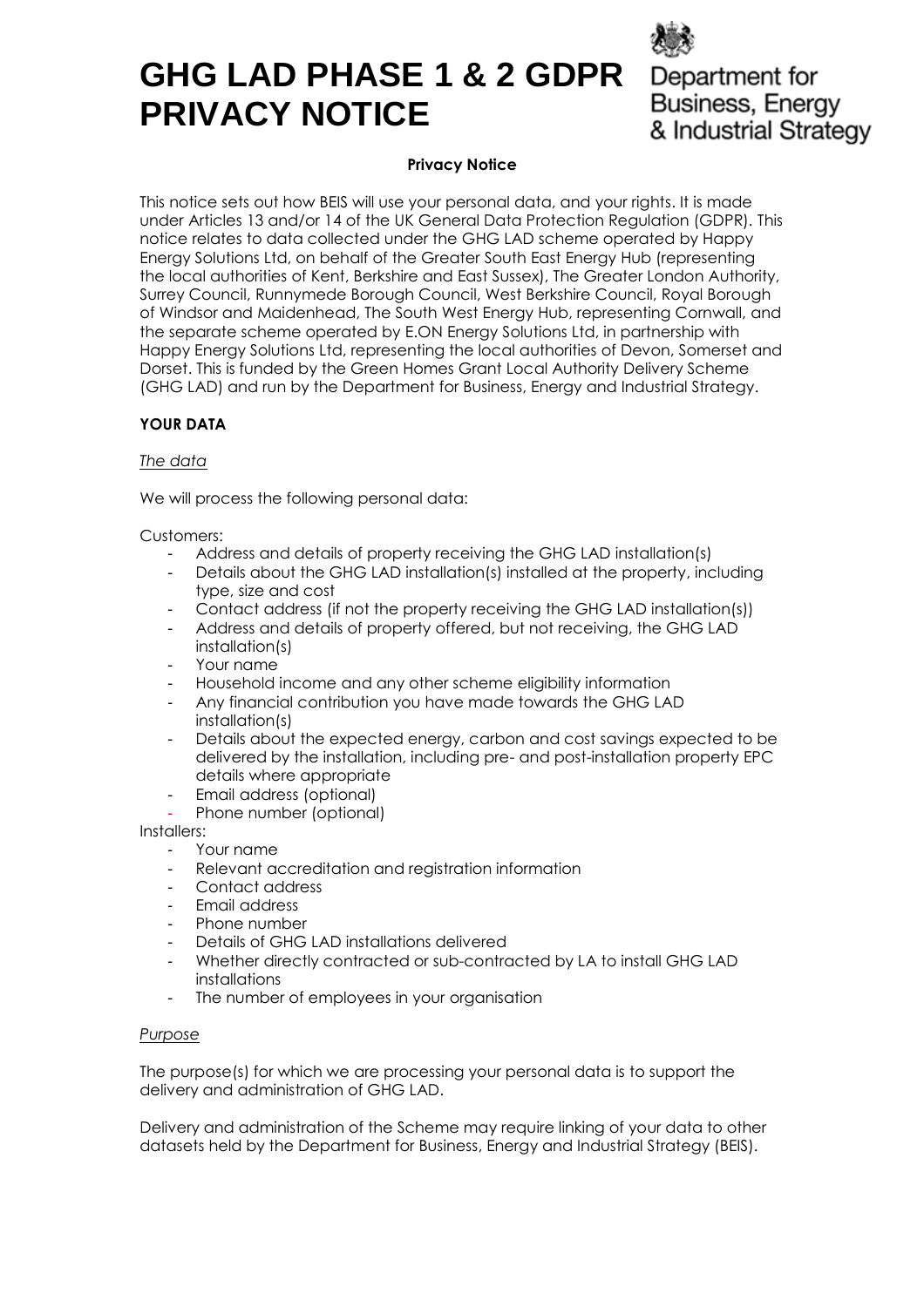# GHG LAD PHASE 1 & 2 GDPR PRIVACY NOTICE

Department for Business, Energy & Industrial Strategy

**Privacy Notice**

This notice sets out how BEIS will use your personal data, and your rights. It is made under Articles 13 and/or 14 of the UK General Data Protection Regulation (GDPR). This notice relates to data collected under the GHG LAD scheme operated by Happy Energy Solutions Ltd, on behalf of the Greater South East Energy Hub (representing the local authorities of Kent, Berkshire and East Sussex), The Greater London Authority, Surrey Council, Runnymede Borough Council, West Berkshire Council, Royal Borough of Windsor and Maidenhead, The South West Energy Hub, representing Cornwall, and the separate scheme operated by E.ON Energy Solutions Ltd, in partnership with Happy Energy Solutions Ltd, representing the local authorities of Devon, Somerset and Dorset. This is funded by the Green Homes Grant Local Authority Delivery Scheme (GHG LAD) and run by the Department for Business, Energy and Industrial Strategy.

**YOUR DATA**

*The data*

We will process the following personal data:

Customers:
- Address and details of property receiving the GHG LAD installation(s)
- Details about the GHG LAD installation(s) installed at the property, including type, size and cost
- Contact address (if not the property receiving the GHG LAD installation(s))
- Address and details of property offered, but not receiving, the GHG LAD installation(s)
- Your name
- Household income and any other scheme eligibility information
- Any financial contribution you have made towards the GHG LAD installation(s)
- Details about the expected energy, carbon and cost savings expected to be delivered by the installation, including pre- and post-installation property EPC details where appropriate
- Email address (optional)
- Phone number (optional)

Installers:
- Your name
- Relevant accreditation and registration information
- Contact address
- Email address
- Phone number
- Details of GHG LAD installations delivered
- Whether directly contracted or sub-contracted by LA to install GHG LAD installations
- The number of employees in your organisation

*Purpose*

The purpose(s) for which we are processing your personal data is to support the delivery and administration of GHG LAD.

Delivery and administration of the Scheme may require linking of your data to other datasets held by the Department for Business, Energy and Industrial Strategy (BEIS).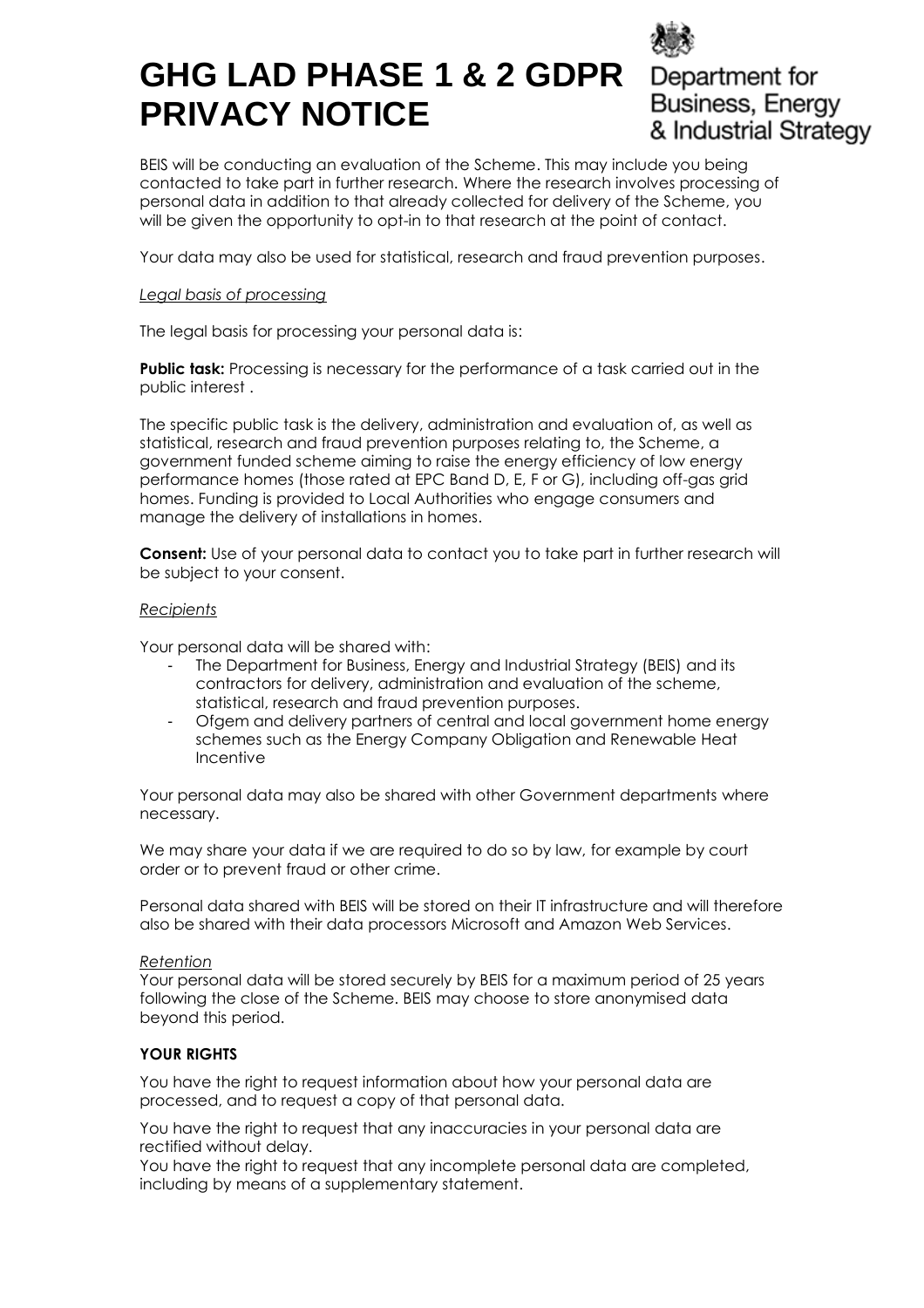# GHG LAD PHASE 1 & 2 GDPR PRIVACY NOTICE

Department for Business, Energy & Industrial Strategy

BEIS will be conducting an evaluation of the Scheme. This may include you being contacted to take part in further research. Where the research involves processing of personal data in addition to that already collected for delivery of the Scheme, you will be given the opportunity to opt-in to that research at the point of contact.

Your data may also be used for statistical, research and fraud prevention purposes.

*Legal basis of processing*

The legal basis for processing your personal data is:

**Public task:** Processing is necessary for the performance of a task carried out in the public interest .

The specific public task is the delivery, administration and evaluation of, as well as statistical, research and fraud prevention purposes relating to, the Scheme, a government funded scheme aiming to raise the energy efficiency of low energy performance homes (those rated at EPC Band D, E, F or G), including off-gas grid homes. Funding is provided to Local Authorities who engage consumers and manage the delivery of installations in homes.

**Consent:** Use of your personal data to contact you to take part in further research will be subject to your consent.

*Recipients*

Your personal data will be shared with:

- The Department for Business, Energy and Industrial Strategy (BEIS) and its contractors for delivery, administration and evaluation of the scheme, statistical, research and fraud prevention purposes.
- Ofgem and delivery partners of central and local government home energy schemes such as the Energy Company Obligation and Renewable Heat Incentive

Your personal data may also be shared with other Government departments where necessary.

We may share your data if we are required to do so by law, for example by court order or to prevent fraud or other crime.

Personal data shared with BEIS will be stored on their IT infrastructure and will therefore also be shared with their data processors Microsoft and Amazon Web Services.

*Retention*

Your personal data will be stored securely by BEIS for a maximum period of 25 years following the close of the Scheme. BEIS may choose to store anonymised data beyond this period.

**YOUR RIGHTS**

You have the right to request information about how your personal data are processed, and to request a copy of that personal data.

You have the right to request that any inaccuracies in your personal data are rectified without delay.

You have the right to request that any incomplete personal data are completed, including by means of a supplementary statement.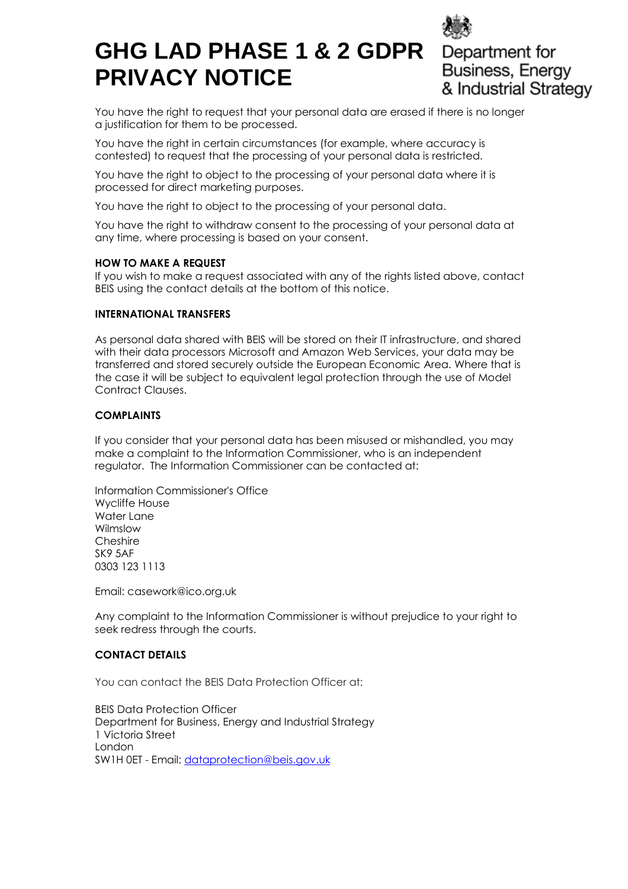# GHG LAD PHASE 1 & 2 GDPR PRIVACY NOTICE

Department for Business, Energy & Industrial Strategy

You have the right to request that your personal data are erased if there is no longer a justification for them to be processed.

You have the right in certain circumstances (for example, where accuracy is contested) to request that the processing of your personal data is restricted.

You have the right to object to the processing of your personal data where it is processed for direct marketing purposes.

You have the right to object to the processing of your personal data.

You have the right to withdraw consent to the processing of your personal data at any time, where processing is based on your consent.

**HOW TO MAKE A REQUEST**

If you wish to make a request associated with any of the rights listed above, contact BEIS using the contact details at the bottom of this notice.

**INTERNATIONAL TRANSFERS**

As personal data shared with BEIS will be stored on their IT infrastructure, and shared with their data processors Microsoft and Amazon Web Services, your data may be transferred and stored securely outside the European Economic Area. Where that is the case it will be subject to equivalent legal protection through the use of Model Contract Clauses.

**COMPLAINTS**

If you consider that your personal data has been misused or mishandled, you may make a complaint to the Information Commissioner, who is an independent regulator. The Information Commissioner can be contacted at:

Information Commissioner's Office
Wycliffe House
Water Lane
Wilmslow
Cheshire
SK9 5AF
0303 123 1113

Email: casework@ico.org.uk

Any complaint to the Information Commissioner is without prejudice to your right to seek redress through the courts.

**CONTACT DETAILS**

You can contact the BEIS Data Protection Officer at:

BEIS Data Protection Officer
Department for Business, Energy and Industrial Strategy
1 Victoria Street
London
SW1H 0ET - Email: dataprotection@beis.gov.uk